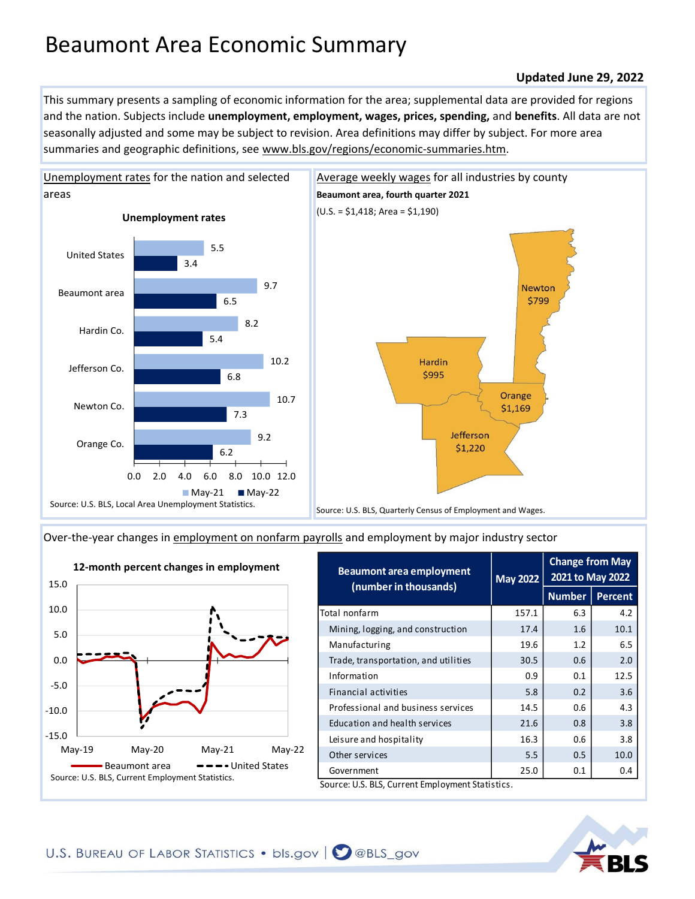# Beaumont Area Economic Summary

**Updated June 29, 2022**

This summary presents a sampling of economic information for the area; supplemental data are provided for regions and the nation. Subjects include **unemployment, employment, wages, prices, spending,** and **benefits**. All data are not seasonally adjusted and some may be subject to revision. Area definitions may differ by subject. For more area summaries and geographic definitions, see www.bls.gov/regions/economic-summaries.htm.

## Unemployment rates for the nation and selected areas

**Unemployment rates**

| Area | May-21 | May-22 |
|---|---|---|
| United States | 5.5 | 3.4 |
| Beaumont area | 9.7 | 6.5 |
| Hardin Co. | 8.2 | 5.4 |
| Jefferson Co. | 10.2 | 6.8 |
| Newton Co. | 10.7 | 7.3 |
| Orange Co. | 9.2 | 6.2 |

Source: U.S. BLS, Local Area Unemployment Statistics.

## Average weekly wages for all industries by county

**Beaumont area, fourth quarter 2021**

(U.S. = $1,418; Area = $1,190)

| County | Average weekly wage |
|---|---|
| Newton | $799 |
| Hardin | $995 |
| Orange | $1,169 |
| Jefferson | $1,220 |

Source: U.S. BLS, Quarterly Census of Employment and Wages.

## Over-the-year changes in employment on nonfarm payrolls and employment by major industry sector

**12-month percent changes in employment**

Beaumont area; United States (May-19 to May-22)

Source: U.S. BLS, Current Employment Statistics.

| Beaumont area employment (number in thousands) | May 2022 | Change from May 2021 to May 2022 | |
|---|---|---|---|
| | | Number | Percent |
| Total nonfarm | 157.1 | 6.3 | 4.2 |
| Mining, logging, and construction | 17.4 | 1.6 | 10.1 |
| Manufacturing | 19.6 | 1.2 | 6.5 |
| Trade, transportation, and utilities | 30.5 | 0.6 | 2.0 |
| Information | 0.9 | 0.1 | 12.5 |
| Financial activities | 5.8 | 0.2 | 3.6 |
| Professional and business services | 14.5 | 0.6 | 4.3 |
| Education and health services | 21.6 | 0.8 | 3.8 |
| Leisure and hospitality | 16.3 | 0.6 | 3.8 |
| Other services | 5.5 | 0.5 | 10.0 |
| Government | 25.0 | 0.1 | 0.4 |

Source: U.S. BLS, Current Employment Statistics.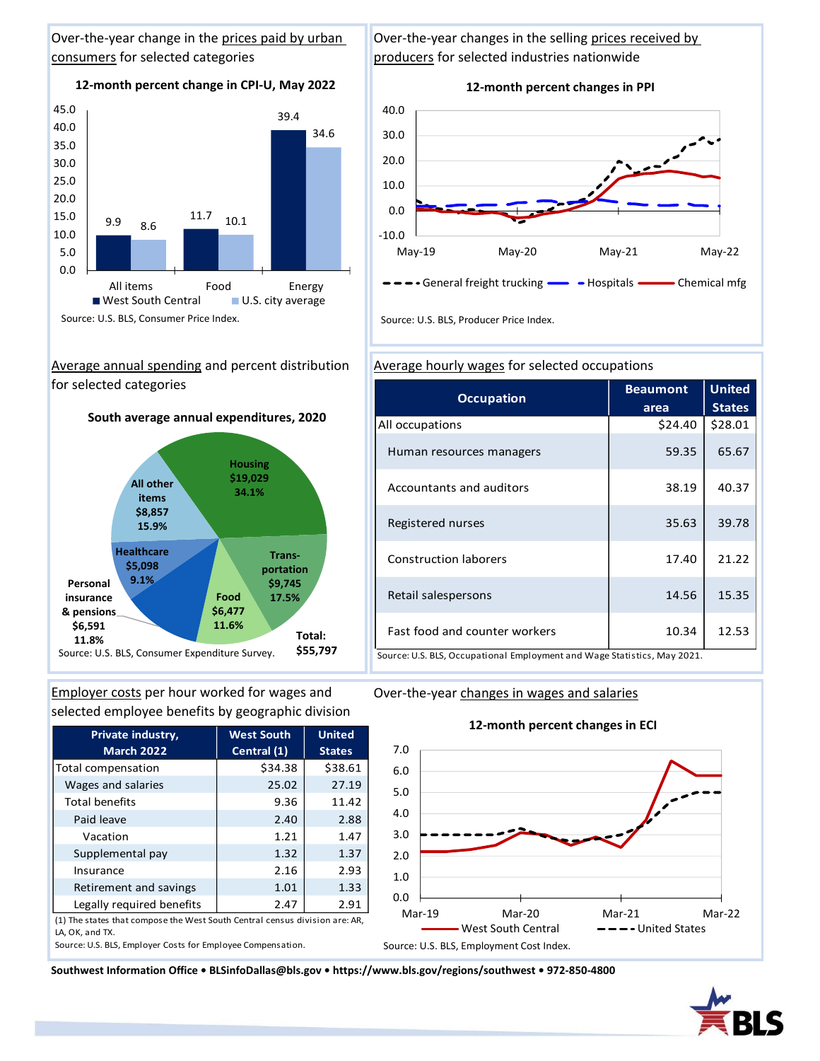## Over-the-year change in the prices paid by urban consumers for selected categories

**12-month percent change in CPI-U, May 2022**

45.0
40.0
35.0
30.0
25.0
20.0
15.0
10.0
5.0
0.0

9.9 8.6 | 11.7 10.1 | 39.4 34.6

All items | Food | Energy

■ West South Central ■ U.S. city average

Source: U.S. BLS, Consumer Price Index.

## Over-the-year changes in the selling prices received by producers for selected industries nationwide

**12-month percent changes in PPI**

40.0
30.0
20.0
10.0
0.0
-10.0

May-19 May-20 May-21 May-22

General freight trucking — Hospitals — Chemical mfg

Source: U.S. BLS, Producer Price Index.

## Average annual spending and percent distribution for selected categories

**South average annual expenditures, 2020**

Housing $19,029 34.1%

Trans-portation $9,745 17.5%

Food $6,477 11.6%

Personal insurance & pensions $6,591 11.8%

Healthcare $5,098 9.1%

All other items $8,857 15.9%

Total: $55,797

Source: U.S. BLS, Consumer Expenditure Survey.

## Average hourly wages for selected occupations

| Occupation | Beaumont area | United States |
|---|---|---|
| All occupations | $24.40 | $28.01 |
| Human resources managers | 59.35 | 65.67 |
| Accountants and auditors | 38.19 | 40.37 |
| Registered nurses | 35.63 | 39.78 |
| Construction laborers | 17.40 | 21.22 |
| Retail salespersons | 14.56 | 15.35 |
| Fast food and counter workers | 10.34 | 12.53 |

Source: U.S. BLS, Occupational Employment and Wage Statistics, May 2021.

## Employer costs per hour worked for wages and selected employee benefits by geographic division

| Private industry, March 2022 | West South Central (1) | United States |
|---|---|---|
| Total compensation | $34.38 | $38.61 |
| Wages and salaries | 25.02 | 27.19 |
| Total benefits | 9.36 | 11.42 |
| Paid leave | 2.40 | 2.88 |
| Vacation | 1.21 | 1.47 |
| Supplemental pay | 1.32 | 1.37 |
| Insurance | 2.16 | 2.93 |
| Retirement and savings | 1.01 | 1.33 |
| Legally required benefits | 2.47 | 2.91 |

(1) The states that compose the West South Central census division are: AR, LA, OK, and TX.

Source: U.S. BLS, Employer Costs for Employee Compensation.

## Over-the-year changes in wages and salaries

**12-month percent changes in ECI**

7.0
6.0
5.0
4.0
3.0
2.0
1.0
0.0

Mar-19 Mar-20 Mar-21 Mar-22

West South Central — United States

Source: U.S. BLS, Employment Cost Index.

**Southwest Information Office • BLSinfoDallas@bls.gov • https://www.bls.gov/regions/southwest • 972-850-4800**